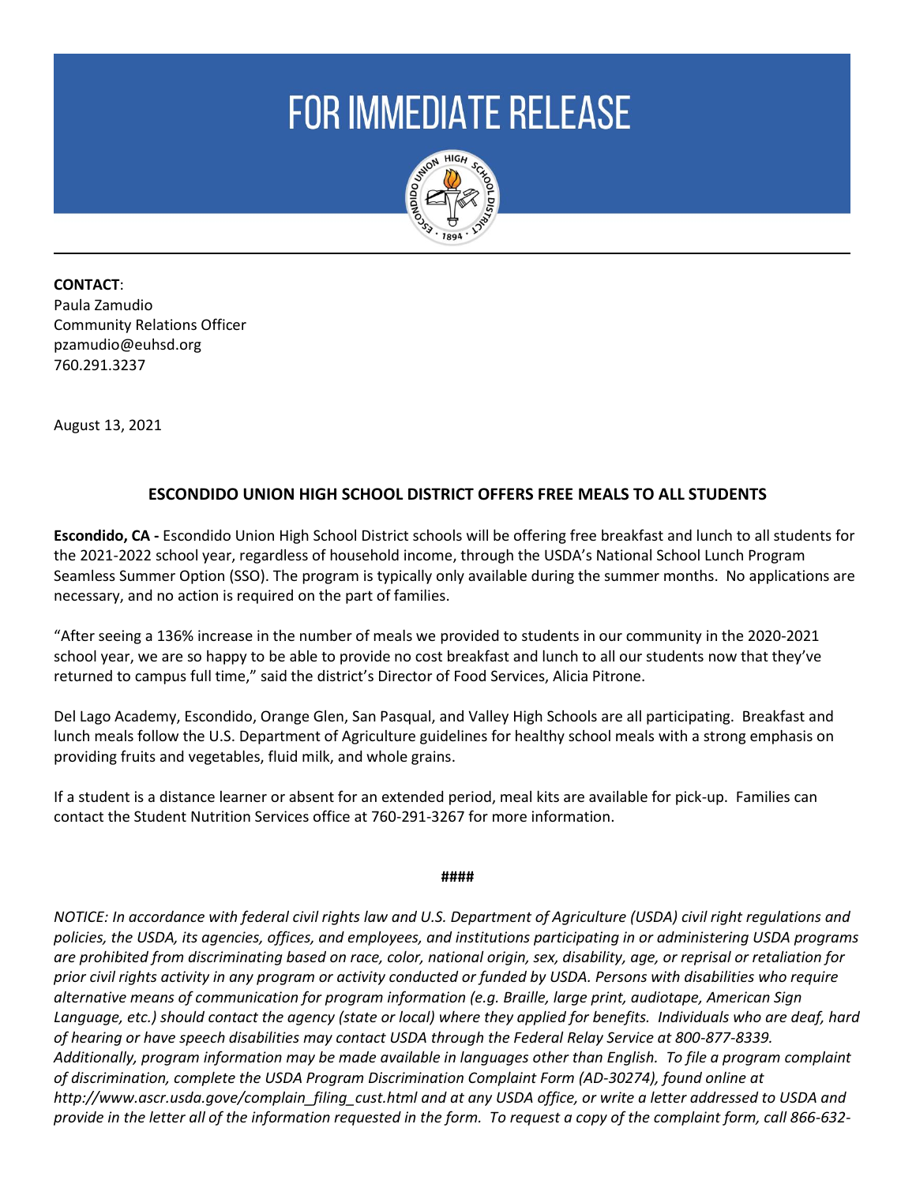# FOR IMMEDIATE RELEASE

**CONTACT**:
Paula Zamudio
Community Relations Officer
pzamudio@euhsd.org
760.291.3237

August 13, 2021

## ESCONDIDO UNION HIGH SCHOOL DISTRICT OFFERS FREE MEALS TO ALL STUDENTS

**Escondido, CA -** Escondido Union High School District schools will be offering free breakfast and lunch to all students for the 2021-2022 school year, regardless of household income, through the USDA's National School Lunch Program Seamless Summer Option (SSO). The program is typically only available during the summer months. No applications are necessary, and no action is required on the part of families.

"After seeing a 136% increase in the number of meals we provided to students in our community in the 2020-2021 school year, we are so happy to be able to provide no cost breakfast and lunch to all our students now that they've returned to campus full time," said the district's Director of Food Services, Alicia Pitrone.

Del Lago Academy, Escondido, Orange Glen, San Pasqual, and Valley High Schools are all participating. Breakfast and lunch meals follow the U.S. Department of Agriculture guidelines for healthy school meals with a strong emphasis on providing fruits and vegetables, fluid milk, and whole grains.

If a student is a distance learner or absent for an extended period, meal kits are available for pick-up. Families can contact the Student Nutrition Services office at 760-291-3267 for more information.

**####**

*NOTICE: In accordance with federal civil rights law and U.S. Department of Agriculture (USDA) civil right regulations and policies, the USDA, its agencies, offices, and employees, and institutions participating in or administering USDA programs are prohibited from discriminating based on race, color, national origin, sex, disability, age, or reprisal or retaliation for prior civil rights activity in any program or activity conducted or funded by USDA. Persons with disabilities who require alternative means of communication for program information (e.g. Braille, large print, audiotape, American Sign Language, etc.) should contact the agency (state or local) where they applied for benefits. Individuals who are deaf, hard of hearing or have speech disabilities may contact USDA through the Federal Relay Service at 800-877-8339. Additionally, program information may be made available in languages other than English. To file a program complaint of discrimination, complete the USDA Program Discrimination Complaint Form (AD-30274), found online at http://www.ascr.usda.gove/complain_filing_cust.html and at any USDA office, or write a letter addressed to USDA and provide in the letter all of the information requested in the form. To request a copy of the complaint form, call 866-632-*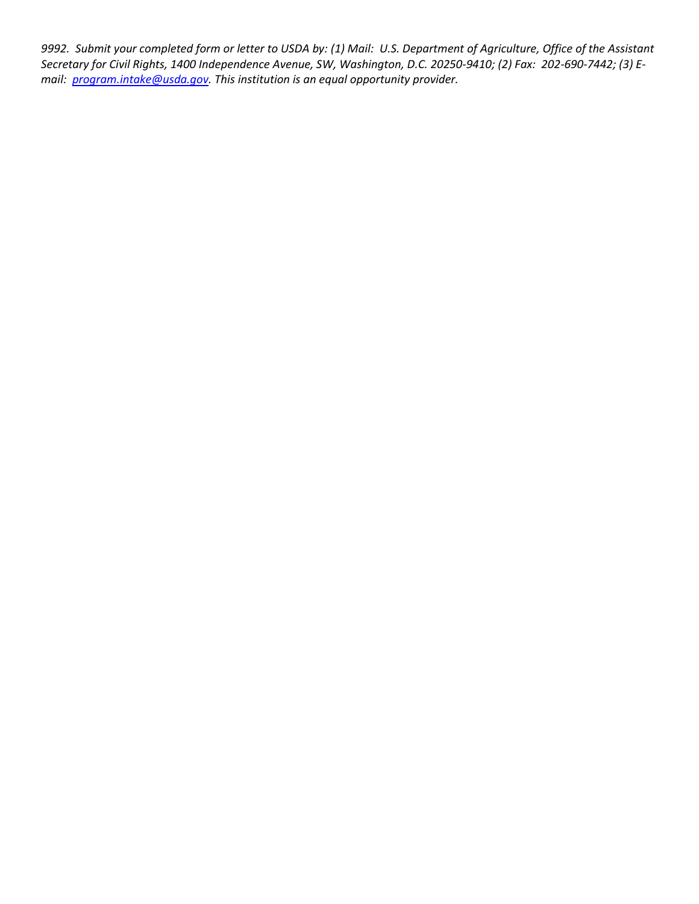*9992. Submit your completed form or letter to USDA by: (1) Mail: U.S. Department of Agriculture, Office of the Assistant Secretary for Civil Rights, 1400 Independence Avenue, SW, Washington, D.C. 20250-9410; (2) Fax: 202-690-7442; (3) E-mail: program.intake@usda.gov. This institution is an equal opportunity provider.*